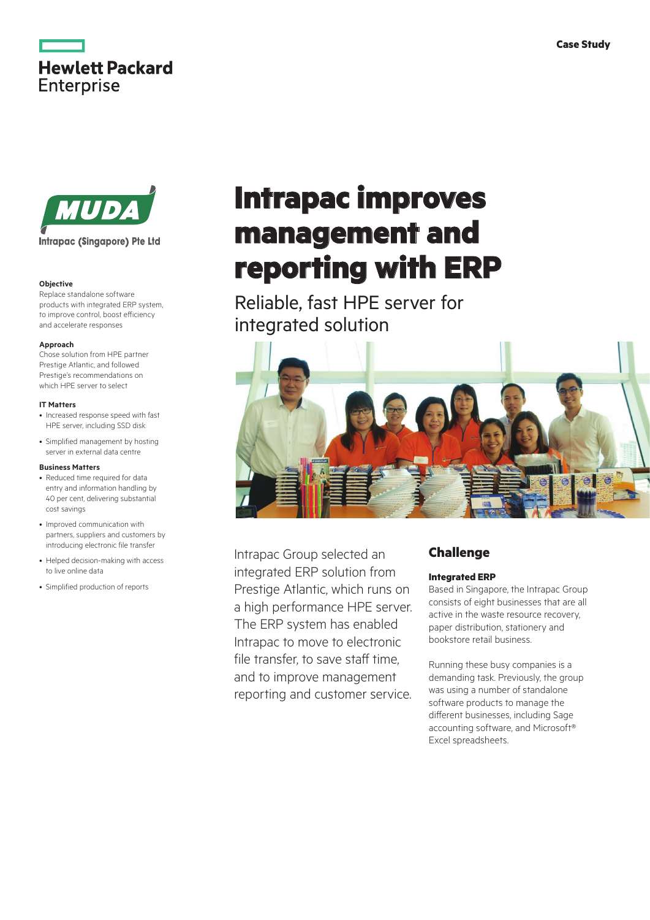Hewlett Packard Enterprise

Case Study

MUDA

Intrapac (Singapore) Pte Ltd

# Intrapac improves management and reporting with ERP

## Reliable, fast HPE server for integrated solution

**Objective**

Replace standalone software products with integrated ERP system, to improve control, boost efficiency and accelerate responses

**Approach**

Chose solution from HPE partner Prestige Atlantic, and followed Prestige's recommendations on which HPE server to select

**IT Matters**

- Increased response speed with fast HPE server, including SSD disk
- Simplified management by hosting server in external data centre

**Business Matters**

- Reduced time required for data entry and information handling by 40 per cent, delivering substantial cost savings
- Improved communication with partners, suppliers and customers by introducing electronic file transfer
- Helped decision-making with access to live online data
- Simplified production of reports

Intrapac Group selected an integrated ERP solution from Prestige Atlantic, which runs on a high performance HPE server. The ERP system has enabled Intrapac to move to electronic file transfer, to save staff time, and to improve management reporting and customer service.

## Challenge

**Integrated ERP**

Based in Singapore, the Intrapac Group consists of eight businesses that are all active in the waste resource recovery, paper distribution, stationery and bookstore retail business.

Running these busy companies is a demanding task. Previously, the group was using a number of standalone software products to manage the different businesses, including Sage accounting software, and Microsoft® Excel spreadsheets.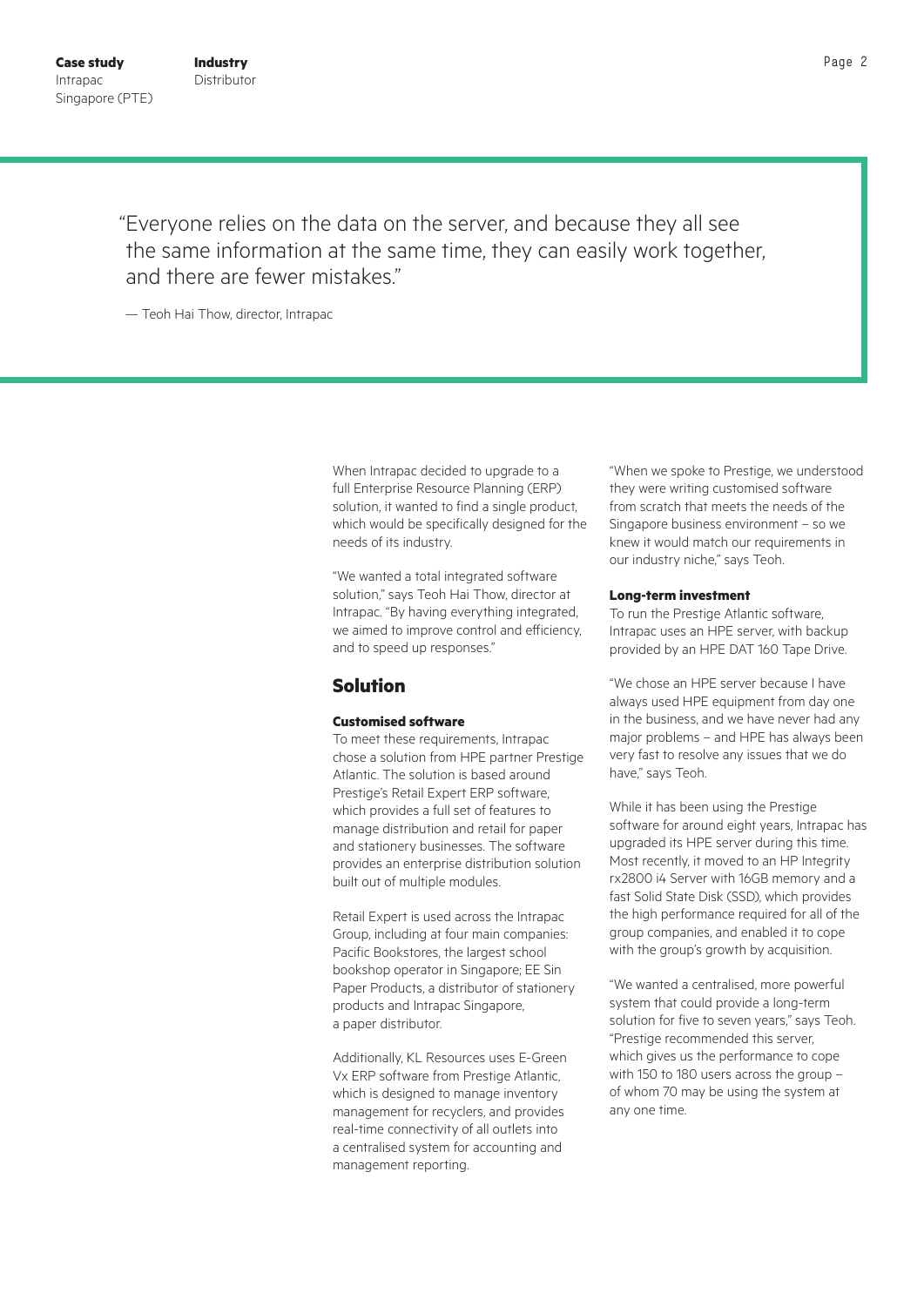> "Everyone relies on the data on the server, and because they all see the same information at the same time, they can easily work together, and there are fewer mistakes."
>
> — Teoh Hai Thow, director, Intrapac

When Intrapac decided to upgrade to a full Enterprise Resource Planning (ERP) solution, it wanted to find a single product, which would be specifically designed for the needs of its industry.

"We wanted a total integrated software solution," says Teoh Hai Thow, director at Intrapac. "By having everything integrated, we aimed to improve control and efficiency, and to speed up responses."

## Solution

#### Customised software

To meet these requirements, Intrapac chose a solution from HPE partner Prestige Atlantic. The solution is based around Prestige's Retail Expert ERP software, which provides a full set of features to manage distribution and retail for paper and stationery businesses. The software provides an enterprise distribution solution built out of multiple modules.

Retail Expert is used across the Intrapac Group, including at four main companies: Pacific Bookstores, the largest school bookshop operator in Singapore; EE Sin Paper Products, a distributor of stationery products and Intrapac Singapore, a paper distributor.

Additionally, KL Resources uses E-Green Vx ERP software from Prestige Atlantic, which is designed to manage inventory management for recyclers, and provides real-time connectivity of all outlets into a centralised system for accounting and management reporting.

"When we spoke to Prestige, we understood they were writing customised software from scratch that meets the needs of the Singapore business environment – so we knew it would match our requirements in our industry niche," says Teoh.

#### Long-term investment

To run the Prestige Atlantic software, Intrapac uses an HPE server, with backup provided by an HPE DAT 160 Tape Drive.

"We chose an HPE server because I have always used HPE equipment from day one in the business, and we have never had any major problems – and HPE has always been very fast to resolve any issues that we do have," says Teoh.

While it has been using the Prestige software for around eight years, Intrapac has upgraded its HPE server during this time. Most recently, it moved to an HP Integrity rx2800 i4 Server with 16GB memory and a fast Solid State Disk (SSD), which provides the high performance required for all of the group companies, and enabled it to cope with the group's growth by acquisition.

"We wanted a centralised, more powerful system that could provide a long-term solution for five to seven years," says Teoh. "Prestige recommended this server, which gives us the performance to cope with 150 to 180 users across the group – of whom 70 may be using the system at any one time.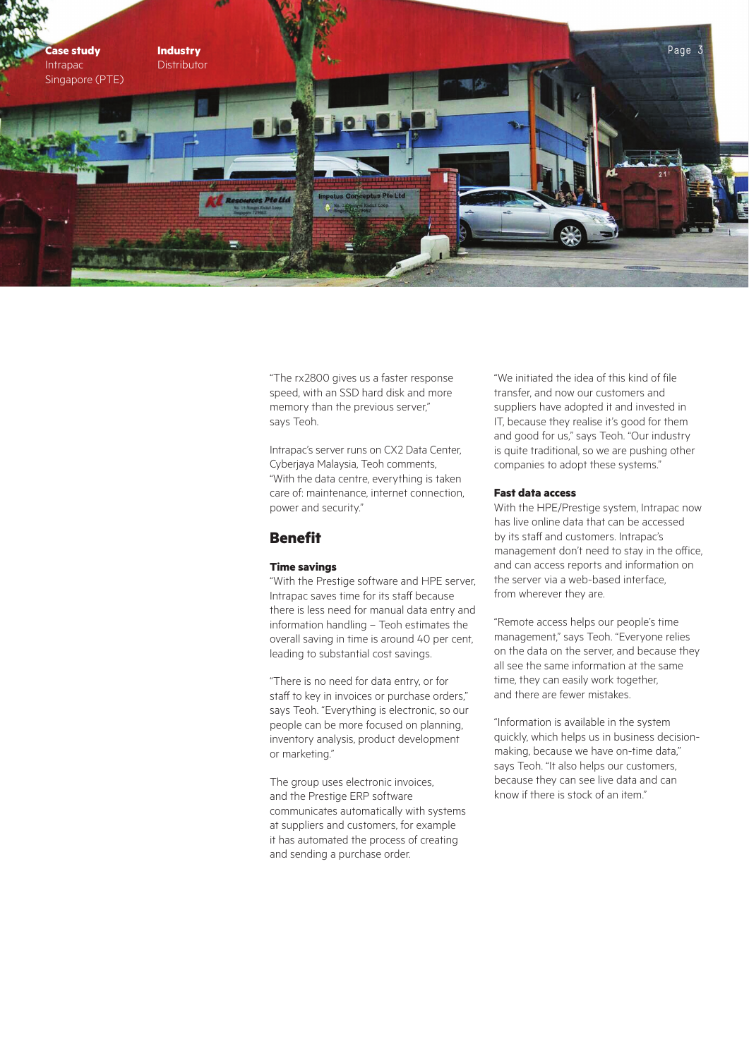**Case study**
Intrapac
Singapore (PTE)

**Industry**
Distributor

"The rx2800 gives us a faster response speed, with an SSD hard disk and more memory than the previous server," says Teoh.

Intrapac's server runs on CX2 Data Center, Cyberjaya Malaysia, Teoh comments, "With the data centre, everything is taken care of: maintenance, internet connection, power and security."

## Benefit

### Time savings

"With the Prestige software and HPE server, Intrapac saves time for its staff because there is less need for manual data entry and information handling – Teoh estimates the overall saving in time is around 40 per cent, leading to substantial cost savings.

"There is no need for data entry, or for staff to key in invoices or purchase orders," says Teoh. "Everything is electronic, so our people can be more focused on planning, inventory analysis, product development or marketing."

The group uses electronic invoices, and the Prestige ERP software communicates automatically with systems at suppliers and customers, for example it has automated the process of creating and sending a purchase order.

"We initiated the idea of this kind of file transfer, and now our customers and suppliers have adopted it and invested in IT, because they realise it's good for them and good for us," says Teoh. "Our industry is quite traditional, so we are pushing other companies to adopt these systems."

### Fast data access

With the HPE/Prestige system, Intrapac now has live online data that can be accessed by its staff and customers. Intrapac's management don't need to stay in the office, and can access reports and information on the server via a web-based interface, from wherever they are.

"Remote access helps our people's time management," says Teoh. "Everyone relies on the data on the server, and because they all see the same information at the same time, they can easily work together, and there are fewer mistakes.

"Information is available in the system quickly, which helps us in business decision-making, because we have on-time data," says Teoh. "It also helps our customers, because they can see live data and can know if there is stock of an item."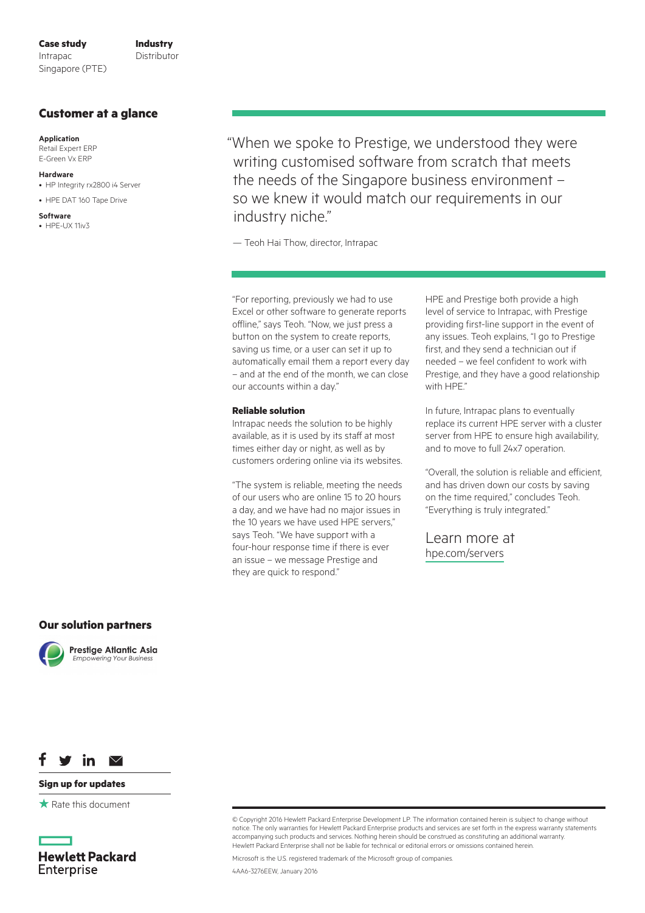**Case study**
Intrapac
Singapore (PTE)

**Industry**
Distributor

## Customer at a glance

**Application**
Retail Expert ERP
E-Green Vx ERP

**Hardware**
- HP Integrity rx2800 i4 Server
- HPE DAT 160 Tape Drive

**Software**
- HPE-UX 11iv3

"When we spoke to Prestige, we understood they were writing customised software from scratch that meets the needs of the Singapore business environment – so we knew it would match our requirements in our industry niche."

— Teoh Hai Thow, director, Intrapac

"For reporting, previously we had to use Excel or other software to generate reports offline," says Teoh. "Now, we just press a button on the system to create reports, saving us time, or a user can set it up to automatically email them a report every day – and at the end of the month, we can close our accounts within a day."

### Reliable solution

Intrapac needs the solution to be highly available, as it is used by its staff at most times either day or night, as well as by customers ordering online via its websites.

"The system is reliable, meeting the needs of our users who are online 15 to 20 hours a day, and we have had no major issues in the 10 years we have used HPE servers," says Teoh. "We have support with a four-hour response time if there is ever an issue – we message Prestige and they are quick to respond."

HPE and Prestige both provide a high level of service to Intrapac, with Prestige providing first-line support in the event of any issues. Teoh explains, "I go to Prestige first, and they send a technician out if needed – we feel confident to work with Prestige, and they have a good relationship with HPE."

In future, Intrapac plans to eventually replace its current HPE server with a cluster server from HPE to ensure high availability, and to move to full 24x7 operation.

"Overall, the solution is reliable and efficient, and has driven down our costs by saving on the time required," concludes Teoh. "Everything is truly integrated."

Learn more at
hpe.com/servers

## Our solution partners

Prestige Atlantic Asia
*Empowering Your Business*

**Sign up for updates**

★ Rate this document

**Hewlett Packard**
Enterprise

© Copyright 2016 Hewlett Packard Enterprise Development LP. The information contained herein is subject to change without notice. The only warranties for Hewlett Packard Enterprise products and services are set forth in the express warranty statements accompanying such products and services. Nothing herein should be construed as constituting an additional warranty. Hewlett Packard Enterprise shall not be liable for technical or editorial errors or omissions contained herein.

Microsoft is the U.S. registered trademark of the Microsoft group of companies.

4AA6-3276EEW, January 2016